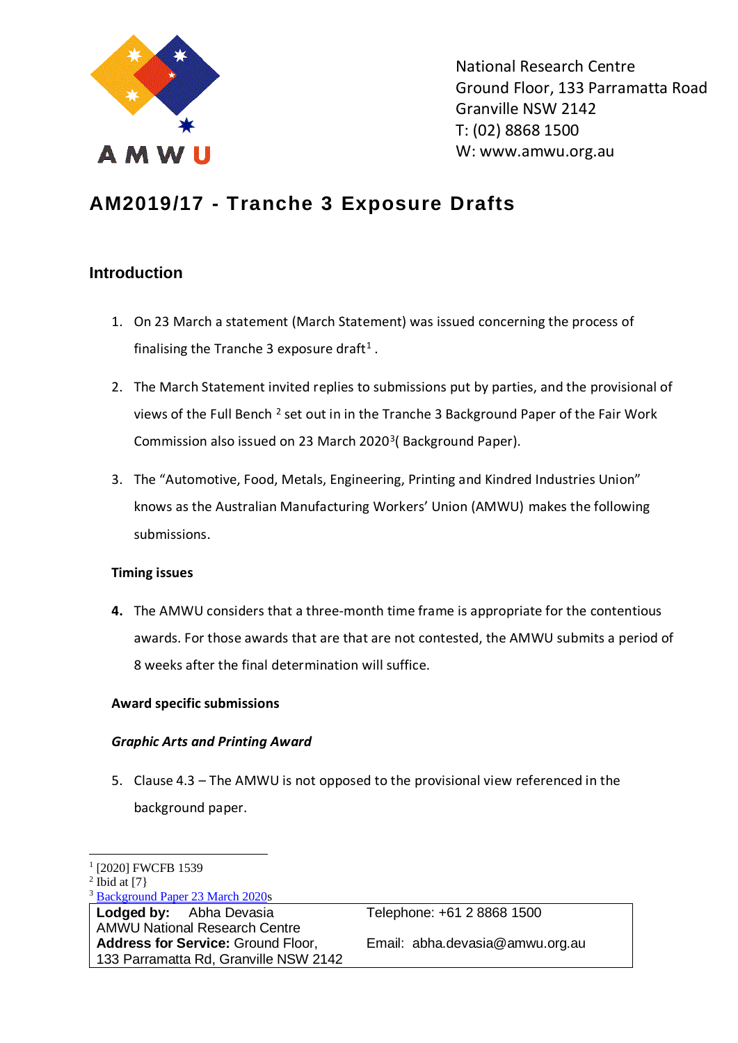AMWU

National Research Centre
Ground Floor, 133 Parramatta Road
Granville NSW 2142
T: (02) 8868 1500
W: www.amwu.org.au

# AM2019/17 - Tranche 3 Exposure Drafts

## Introduction

1. On 23 March a statement (March Statement) was issued concerning the process of finalising the Tranche 3 exposure draft[1] .

2. The March Statement invited replies to submissions put by parties, and the provisional of views of the Full Bench [2] set out in in the Tranche 3 Background Paper of the Fair Work Commission also issued on 23 March 2020[3]( Background Paper).

3. The "Automotive, Food, Metals, Engineering, Printing and Kindred Industries Union" knows as the Australian Manufacturing Workers' Union (AMWU) makes the following submissions.

**Timing issues**

4. The AMWU considers that a three-month time frame is appropriate for the contentious awards. For those awards that are that are not contested, the AMWU submits a period of 8 weeks after the final determination will suffice.

**Award specific submissions**

***Graphic Arts and Printing Award***

5. Clause 4.3 – The AMWU is not opposed to the provisional view referenced in the background paper.

---

[1] [2020] FWCFB 1539
[2] Ibid at [7}
[3] Background Paper 23 March 2020s

| **Lodged by:** Abha Devasia<br>AMWU National Research Centre<br>**Address for Service:** Ground Floor, 133 Parramatta Rd, Granville NSW 2142 | Telephone: +61 2 8868 1500<br>Email: abha.devasia@amwu.org.au |
|---|---|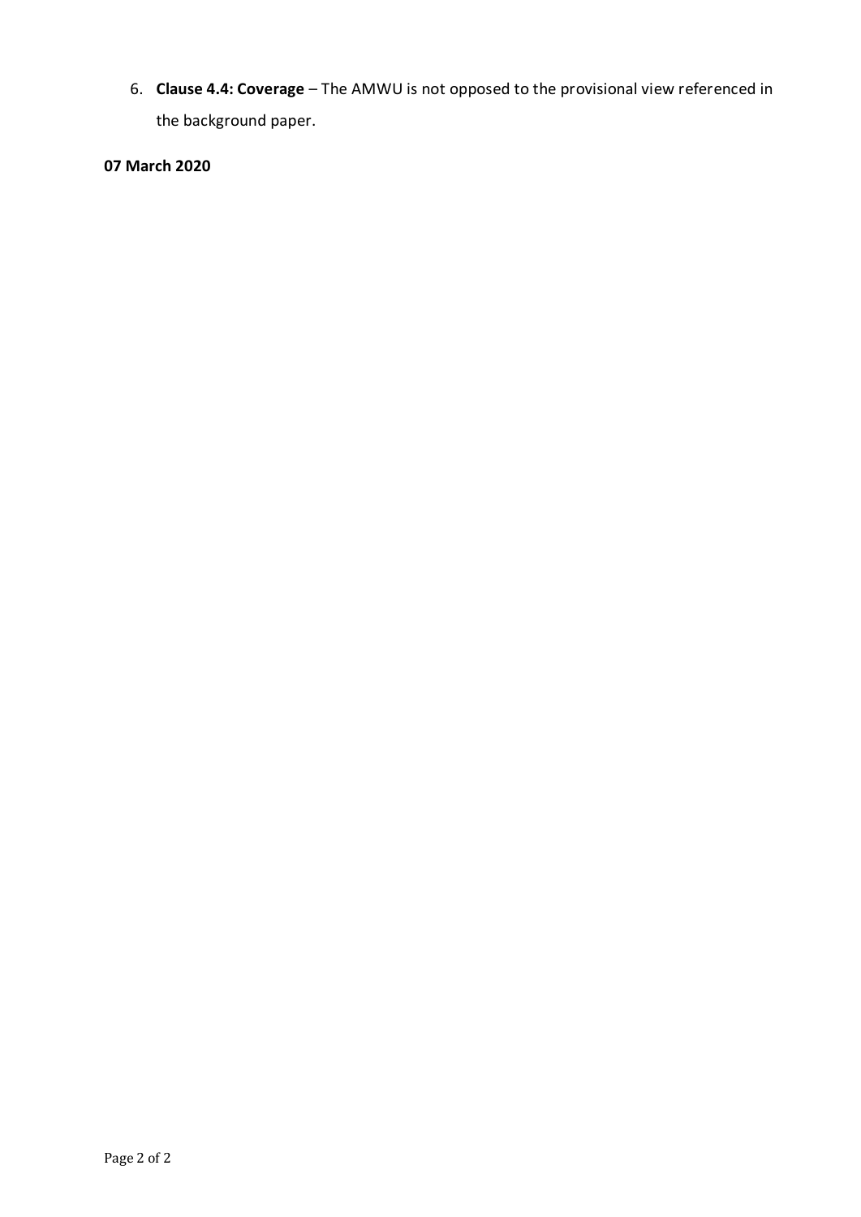6. **Clause 4.4: Coverage** – The AMWU is not opposed to the provisional view referenced in the background paper.

**07 March 2020**